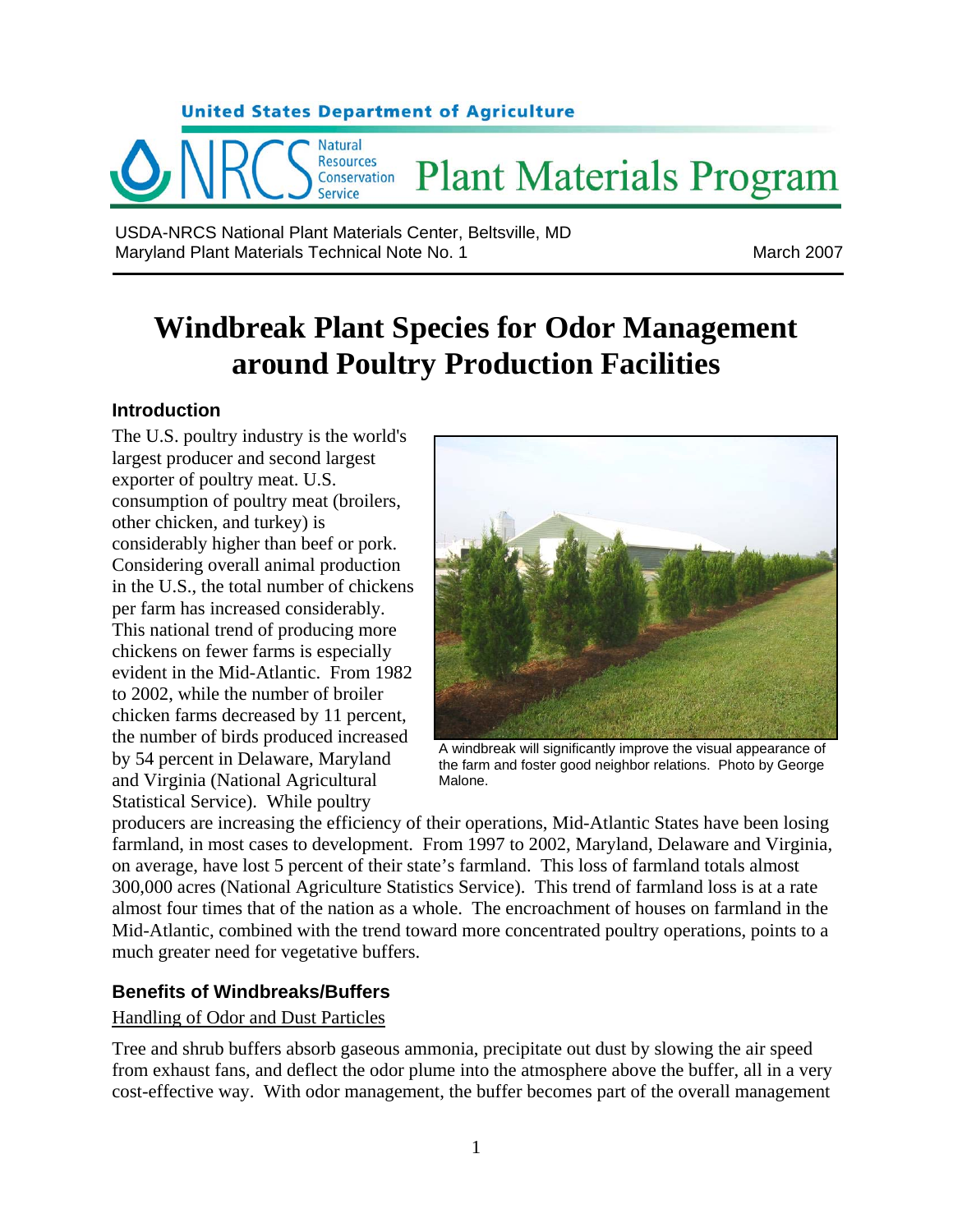United States Department of Agriculture

NRCS Natural Resources Conservation Service — Plant Materials Program

USDA-NRCS National Plant Materials Center, Beltsville, MD
Maryland Plant Materials Technical Note No. 1

March 2007

# Windbreak Plant Species for Odor Management around Poultry Production Facilities

## Introduction

The U.S. poultry industry is the world's largest producer and second largest exporter of poultry meat. U.S. consumption of poultry meat (broilers, other chicken, and turkey) is considerably higher than beef or pork. Considering overall animal production in the U.S., the total number of chickens per farm has increased considerably. This national trend of producing more chickens on fewer farms is especially evident in the Mid-Atlantic. From 1982 to 2002, while the number of broiler chicken farms decreased by 11 percent, the number of birds produced increased by 54 percent in Delaware, Maryland and Virginia (National Agricultural Statistical Service). While poultry producers are increasing the efficiency of their operations, Mid-Atlantic States have been losing farmland, in most cases to development. From 1997 to 2002, Maryland, Delaware and Virginia, on average, have lost 5 percent of their state's farmland. This loss of farmland totals almost 300,000 acres (National Agriculture Statistics Service). This trend of farmland loss is at a rate almost four times that of the nation as a whole. The encroachment of houses on farmland in the Mid-Atlantic, combined with the trend toward more concentrated poultry operations, points to a much greater need for vegetative buffers.

A windbreak will significantly improve the visual appearance of the farm and foster good neighbor relations. Photo by George Malone.

## Benefits of Windbreaks/Buffers

Handling of Odor and Dust Particles

Tree and shrub buffers absorb gaseous ammonia, precipitate out dust by slowing the air speed from exhaust fans, and deflect the odor plume into the atmosphere above the buffer, all in a very cost-effective way. With odor management, the buffer becomes part of the overall management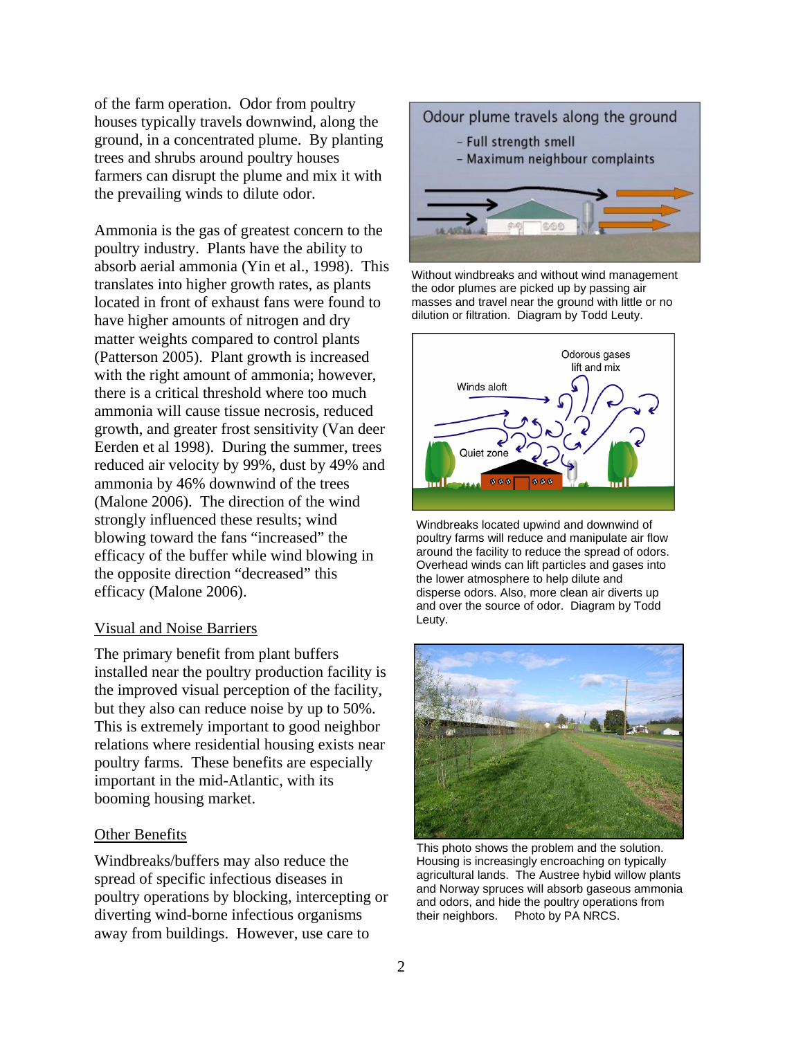of the farm operation. Odor from poultry houses typically travels downwind, along the ground, in a concentrated plume. By planting trees and shrubs around poultry houses farmers can disrupt the plume and mix it with the prevailing winds to dilute odor.

Ammonia is the gas of greatest concern to the poultry industry. Plants have the ability to absorb aerial ammonia (Yin et al., 1998). This translates into higher growth rates, as plants located in front of exhaust fans were found to have higher amounts of nitrogen and dry matter weights compared to control plants (Patterson 2005). Plant growth is increased with the right amount of ammonia; however, there is a critical threshold where too much ammonia will cause tissue necrosis, reduced growth, and greater frost sensitivity (Van deer Eerden et al 1998). During the summer, trees reduced air velocity by 99%, dust by 49% and ammonia by 46% downwind of the trees (Malone 2006). The direction of the wind strongly influenced these results; wind blowing toward the fans "increased" the efficacy of the buffer while wind blowing in the opposite direction "decreased" this efficacy (Malone 2006).

## Visual and Noise Barriers

The primary benefit from plant buffers installed near the poultry production facility is the improved visual perception of the facility, but they also can reduce noise by up to 50%. This is extremely important to good neighbor relations where residential housing exists near poultry farms. These benefits are especially important in the mid-Atlantic, with its booming housing market.

## Other Benefits

Windbreaks/buffers may also reduce the spread of specific infectious diseases in poultry operations by blocking, intercepting or diverting wind-borne infectious organisms away from buildings. However, use care to

Odour plume travels along the ground
- Full strength smell
- Maximum neighbour complaints

Without windbreaks and without wind management the odor plumes are picked up by passing air masses and travel near the ground with little or no dilution or filtration. Diagram by Todd Leuty.

Windbreaks located upwind and downwind of poultry farms will reduce and manipulate air flow around the facility to reduce the spread of odors. Overhead winds can lift particles and gases into the lower atmosphere to help dilute and disperse odors. Also, more clean air diverts up and over the source of odor. Diagram by Todd Leuty.

This photo shows the problem and the solution. Housing is increasingly encroaching on typically agricultural lands. The Austree hybrid willow plants and Norway spruces will absorb gaseous ammonia and odors, and hide the poultry operations from their neighbors. Photo by PA NRCS.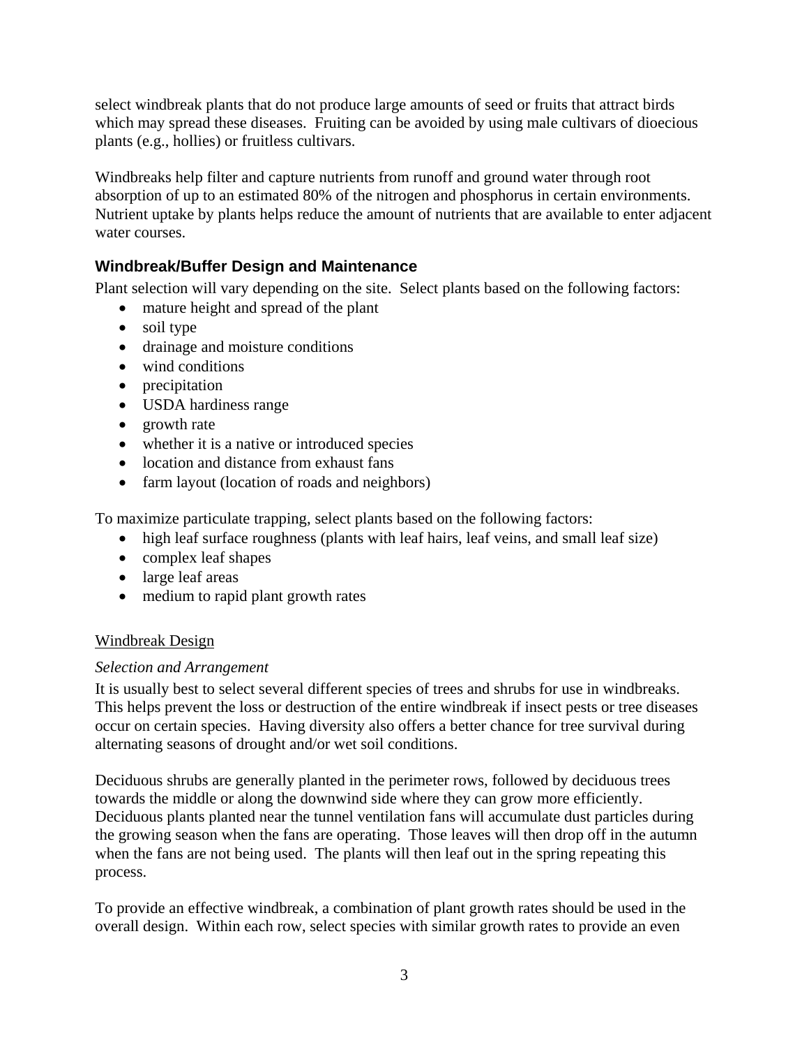select windbreak plants that do not produce large amounts of seed or fruits that attract birds which may spread these diseases. Fruiting can be avoided by using male cultivars of dioecious plants (e.g., hollies) or fruitless cultivars.

Windbreaks help filter and capture nutrients from runoff and ground water through root absorption of up to an estimated 80% of the nitrogen and phosphorus in certain environments. Nutrient uptake by plants helps reduce the amount of nutrients that are available to enter adjacent water courses.

## Windbreak/Buffer Design and Maintenance

Plant selection will vary depending on the site. Select plants based on the following factors:

- mature height and spread of the plant
- soil type
- drainage and moisture conditions
- wind conditions
- precipitation
- USDA hardiness range
- growth rate
- whether it is a native or introduced species
- location and distance from exhaust fans
- farm layout (location of roads and neighbors)

To maximize particulate trapping, select plants based on the following factors:

- high leaf surface roughness (plants with leaf hairs, leaf veins, and small leaf size)
- complex leaf shapes
- large leaf areas
- medium to rapid plant growth rates

### Windbreak Design

*Selection and Arrangement*

It is usually best to select several different species of trees and shrubs for use in windbreaks. This helps prevent the loss or destruction of the entire windbreak if insect pests or tree diseases occur on certain species. Having diversity also offers a better chance for tree survival during alternating seasons of drought and/or wet soil conditions.

Deciduous shrubs are generally planted in the perimeter rows, followed by deciduous trees towards the middle or along the downwind side where they can grow more efficiently. Deciduous plants planted near the tunnel ventilation fans will accumulate dust particles during the growing season when the fans are operating. Those leaves will then drop off in the autumn when the fans are not being used. The plants will then leaf out in the spring repeating this process.

To provide an effective windbreak, a combination of plant growth rates should be used in the overall design. Within each row, select species with similar growth rates to provide an even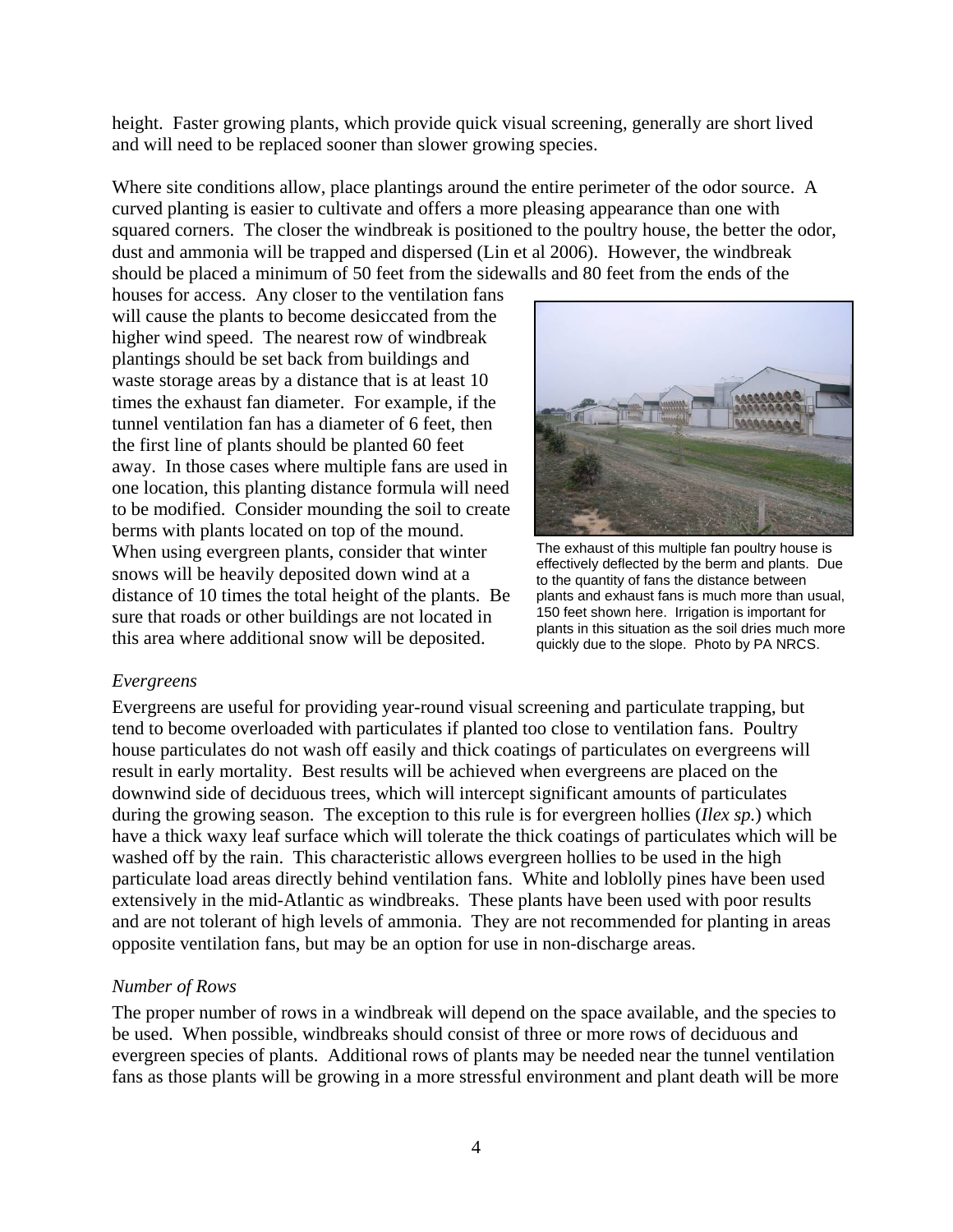height. Faster growing plants, which provide quick visual screening, generally are short lived and will need to be replaced sooner than slower growing species.

Where site conditions allow, place plantings around the entire perimeter of the odor source. A curved planting is easier to cultivate and offers a more pleasing appearance than one with squared corners. The closer the windbreak is positioned to the poultry house, the better the odor, dust and ammonia will be trapped and dispersed (Lin et al 2006). However, the windbreak should be placed a minimum of 50 feet from the sidewalls and 80 feet from the ends of the houses for access. Any closer to the ventilation fans will cause the plants to become desiccated from the higher wind speed. The nearest row of windbreak plantings should be set back from buildings and waste storage areas by a distance that is at least 10 times the exhaust fan diameter. For example, if the tunnel ventilation fan has a diameter of 6 feet, then the first line of plants should be planted 60 feet away. In those cases where multiple fans are used in one location, this planting distance formula will need to be modified. Consider mounding the soil to create berms with plants located on top of the mound. When using evergreen plants, consider that winter snows will be heavily deposited down wind at a distance of 10 times the total height of the plants. Be sure that roads or other buildings are not located in this area where additional snow will be deposited.

The exhaust of this multiple fan poultry house is effectively deflected by the berm and plants. Due to the quantity of fans the distance between plants and exhaust fans is much more than usual, 150 feet shown here. Irrigation is important for plants in this situation as the soil dries much more quickly due to the slope. Photo by PA NRCS.

*Evergreens*

Evergreens are useful for providing year-round visual screening and particulate trapping, but tend to become overloaded with particulates if planted too close to ventilation fans. Poultry house particulates do not wash off easily and thick coatings of particulates on evergreens will result in early mortality. Best results will be achieved when evergreens are placed on the downwind side of deciduous trees, which will intercept significant amounts of particulates during the growing season. The exception to this rule is for evergreen hollies (*Ilex sp.*) which have a thick waxy leaf surface which will tolerate the thick coatings of particulates which will be washed off by the rain. This characteristic allows evergreen hollies to be used in the high particulate load areas directly behind ventilation fans. White and loblolly pines have been used extensively in the mid-Atlantic as windbreaks. These plants have been used with poor results and are not tolerant of high levels of ammonia. They are not recommended for planting in areas opposite ventilation fans, but may be an option for use in non-discharge areas.

*Number of Rows*

The proper number of rows in a windbreak will depend on the space available, and the species to be used. When possible, windbreaks should consist of three or more rows of deciduous and evergreen species of plants. Additional rows of plants may be needed near the tunnel ventilation fans as those plants will be growing in a more stressful environment and plant death will be more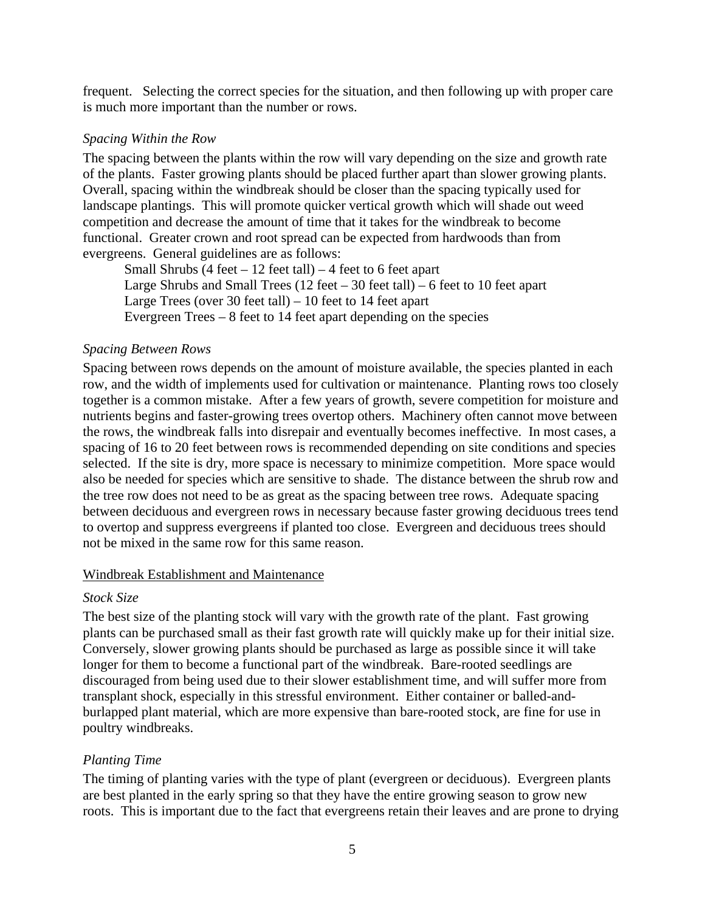frequent. Selecting the correct species for the situation, and then following up with proper care is much more important than the number or rows.

*Spacing Within the Row*

The spacing between the plants within the row will vary depending on the size and growth rate of the plants. Faster growing plants should be placed further apart than slower growing plants. Overall, spacing within the windbreak should be closer than the spacing typically used for landscape plantings. This will promote quicker vertical growth which will shade out weed competition and decrease the amount of time that it takes for the windbreak to become functional. Greater crown and root spread can be expected from hardwoods than from evergreens. General guidelines are as follows:

- Small Shrubs (4 feet – 12 feet tall) – 4 feet to 6 feet apart
- Large Shrubs and Small Trees (12 feet – 30 feet tall) – 6 feet to 10 feet apart
- Large Trees (over 30 feet tall) – 10 feet to 14 feet apart
- Evergreen Trees – 8 feet to 14 feet apart depending on the species

*Spacing Between Rows*

Spacing between rows depends on the amount of moisture available, the species planted in each row, and the width of implements used for cultivation or maintenance. Planting rows too closely together is a common mistake. After a few years of growth, severe competition for moisture and nutrients begins and faster-growing trees overtop others. Machinery often cannot move between the rows, the windbreak falls into disrepair and eventually becomes ineffective. In most cases, a spacing of 16 to 20 feet between rows is recommended depending on site conditions and species selected. If the site is dry, more space is necessary to minimize competition. More space would also be needed for species which are sensitive to shade. The distance between the shrub row and the tree row does not need to be as great as the spacing between tree rows. Adequate spacing between deciduous and evergreen rows in necessary because faster growing deciduous trees tend to overtop and suppress evergreens if planted too close. Evergreen and deciduous trees should not be mixed in the same row for this same reason.

## Windbreak Establishment and Maintenance

*Stock Size*

The best size of the planting stock will vary with the growth rate of the plant. Fast growing plants can be purchased small as their fast growth rate will quickly make up for their initial size. Conversely, slower growing plants should be purchased as large as possible since it will take longer for them to become a functional part of the windbreak. Bare-rooted seedlings are discouraged from being used due to their slower establishment time, and will suffer more from transplant shock, especially in this stressful environment. Either container or balled-and-burlapped plant material, which are more expensive than bare-rooted stock, are fine for use in poultry windbreaks.

*Planting Time*

The timing of planting varies with the type of plant (evergreen or deciduous). Evergreen plants are best planted in the early spring so that they have the entire growing season to grow new roots. This is important due to the fact that evergreens retain their leaves and are prone to drying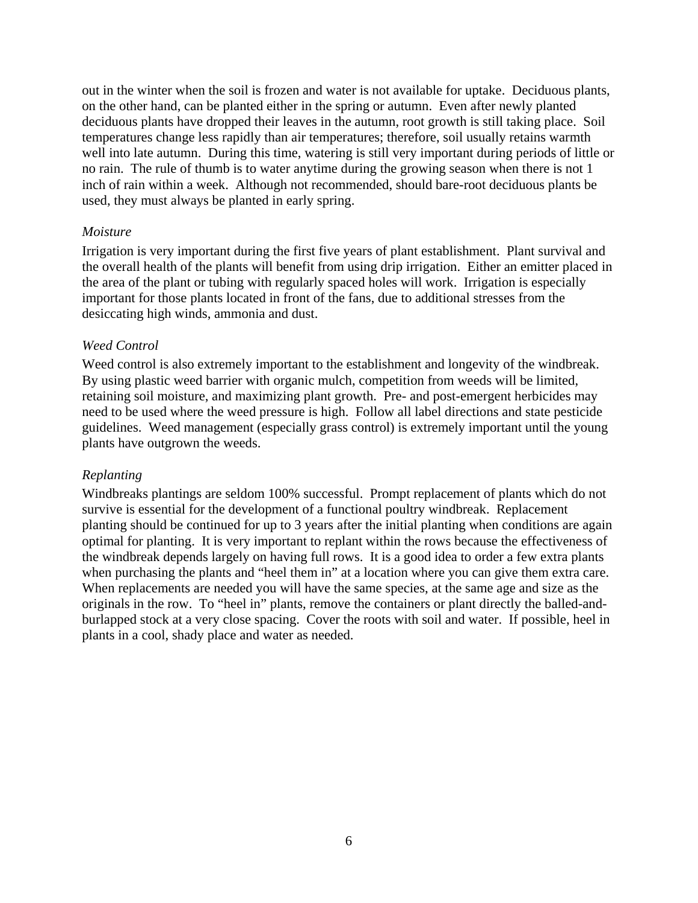out in the winter when the soil is frozen and water is not available for uptake. Deciduous plants, on the other hand, can be planted either in the spring or autumn. Even after newly planted deciduous plants have dropped their leaves in the autumn, root growth is still taking place. Soil temperatures change less rapidly than air temperatures; therefore, soil usually retains warmth well into late autumn. During this time, watering is still very important during periods of little or no rain. The rule of thumb is to water anytime during the growing season when there is not 1 inch of rain within a week. Although not recommended, should bare-root deciduous plants be used, they must always be planted in early spring.

*Moisture*

Irrigation is very important during the first five years of plant establishment. Plant survival and the overall health of the plants will benefit from using drip irrigation. Either an emitter placed in the area of the plant or tubing with regularly spaced holes will work. Irrigation is especially important for those plants located in front of the fans, due to additional stresses from the desiccating high winds, ammonia and dust.

*Weed Control*

Weed control is also extremely important to the establishment and longevity of the windbreak. By using plastic weed barrier with organic mulch, competition from weeds will be limited, retaining soil moisture, and maximizing plant growth. Pre- and post-emergent herbicides may need to be used where the weed pressure is high. Follow all label directions and state pesticide guidelines. Weed management (especially grass control) is extremely important until the young plants have outgrown the weeds.

*Replanting*

Windbreaks plantings are seldom 100% successful. Prompt replacement of plants which do not survive is essential for the development of a functional poultry windbreak. Replacement planting should be continued for up to 3 years after the initial planting when conditions are again optimal for planting. It is very important to replant within the rows because the effectiveness of the windbreak depends largely on having full rows. It is a good idea to order a few extra plants when purchasing the plants and "heel them in" at a location where you can give them extra care. When replacements are needed you will have the same species, at the same age and size as the originals in the row. To "heel in" plants, remove the containers or plant directly the balled-and-burlapped stock at a very close spacing. Cover the roots with soil and water. If possible, heel in plants in a cool, shady place and water as needed.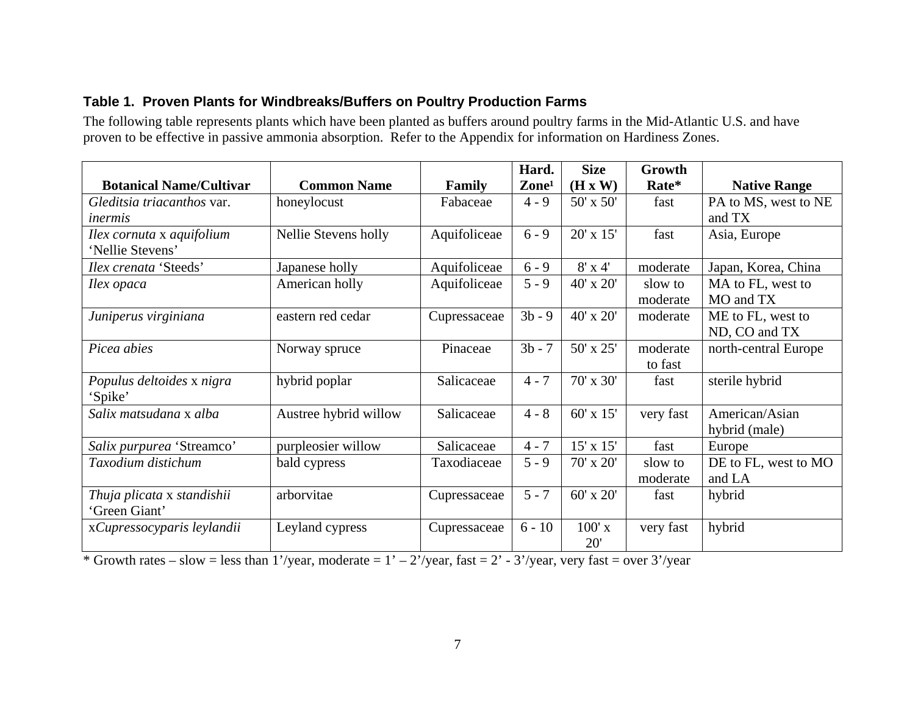### Table 1. Proven Plants for Windbreaks/Buffers on Poultry Production Farms

The following table represents plants which have been planted as buffers around poultry farms in the Mid-Atlantic U.S. and have proven to be effective in passive ammonia absorption. Refer to the Appendix for information on Hardiness Zones.

| Botanical Name/Cultivar | Common Name | Family | Hard. Zone[1] | Size (H x W) | Growth Rate* | Native Range |
|---|---|---|---|---|---|---|
| *Gleditsia triacanthos* var. *inermis* | honeylocust | Fabaceae | 4 - 9 | 50' x 50' | fast | PA to MS, west to NE and TX |
| *Ilex cornuta* x *aquifolium* 'Nellie Stevens' | Nellie Stevens holly | Aquifoliceae | 6 - 9 | 20' x 15' | fast | Asia, Europe |
| *Ilex crenata* 'Steeds' | Japanese holly | Aquifoliceae | 6 - 9 | 8' x 4' | moderate | Japan, Korea, China |
| *Ilex opaca* | American holly | Aquifoliceae | 5 - 9 | 40' x 20' | slow to moderate | MA to FL, west to MO and TX |
| *Juniperus virginiana* | eastern red cedar | Cupressaceae | 3b - 9 | 40' x 20' | moderate | ME to FL, west to ND, CO and TX |
| *Picea abies* | Norway spruce | Pinaceae | 3b - 7 | 50' x 25' | moderate to fast | north-central Europe |
| *Populus deltoides* x *nigra* 'Spike' | hybrid poplar | Salicaceae | 4 - 7 | 70' x 30' | fast | sterile hybrid |
| *Salix matsudana* x *alba* | Austree hybrid willow | Salicaceae | 4 - 8 | 60' x 15' | very fast | American/Asian hybrid (male) |
| *Salix purpurea* 'Streamco' | purpleosier willow | Salicaceae | 4 - 7 | 15' x 15' | fast | Europe |
| *Taxodium distichum* | bald cypress | Taxodiaceae | 5 - 9 | 70' x 20' | slow to moderate | DE to FL, west to MO and LA |
| *Thuja plicata* x *standishii* 'Green Giant' | arborvitae | Cupressaceae | 5 - 7 | 60' x 20' | fast | hybrid |
| x*Cupressocyparis leylandii* | Leyland cypress | Cupressaceae | 6 - 10 | 100' x 20' | very fast | hybrid |

* Growth rates – slow = less than 1'/year, moderate = 1' – 2'/year, fast = 2' - 3'/year, very fast = over 3'/year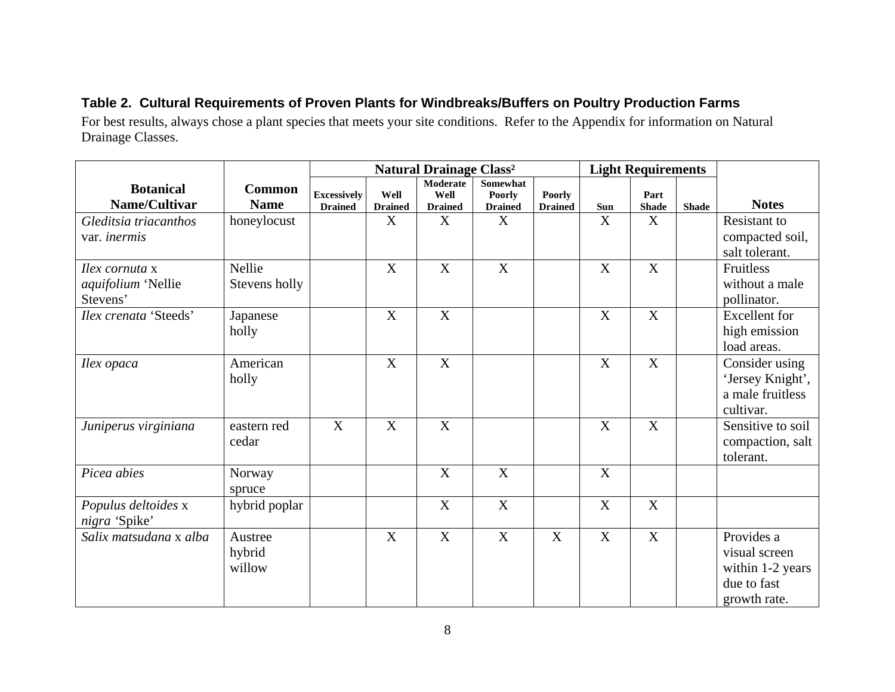**Table 2. Cultural Requirements of Proven Plants for Windbreaks/Buffers on Poultry Production Farms**

For best results, always chose a plant species that meets your site conditions. Refer to the Appendix for information on Natural Drainage Classes.

| Botanical Name/Cultivar | Common Name | Natural Drainage Class[2] | | | | | Light Requirements | | | Notes |
|---|---|---|---|---|---|---|---|---|---|---|
| | | Excessively Drained | Well Drained | Moderate Well Drained | Somewhat Poorly Drained | Poorly Drained | Sun | Part Shade | Shade | |
| *Gleditsia triacanthos* var. *inermis* | honeylocust | | X | X | X | | X | X | | Resistant to compacted soil, salt tolerant. |
| *Ilex cornuta* x *aquifolium* 'Nellie Stevens' | Nellie Stevens holly | | X | X | X | | X | X | | Fruitless without a male pollinator. |
| *Ilex crenata* 'Steeds' | Japanese holly | | X | X | | | X | X | | Excellent for high emission load areas. |
| *Ilex opaca* | American holly | | X | X | | | X | X | | Consider using 'Jersey Knight', a male fruitless cultivar. |
| *Juniperus virginiana* | eastern red cedar | X | X | X | | | X | X | | Sensitive to soil compaction, salt tolerant. |
| *Picea abies* | Norway spruce | | | X | X | | X | | | |
| *Populus deltoides* x *nigra* 'Spike' | hybrid poplar | | | X | X | | X | X | | |
| *Salix matsudana* x *alba* | Austree hybrid willow | | X | X | X | X | X | X | | Provides a visual screen within 1-2 years due to fast growth rate. |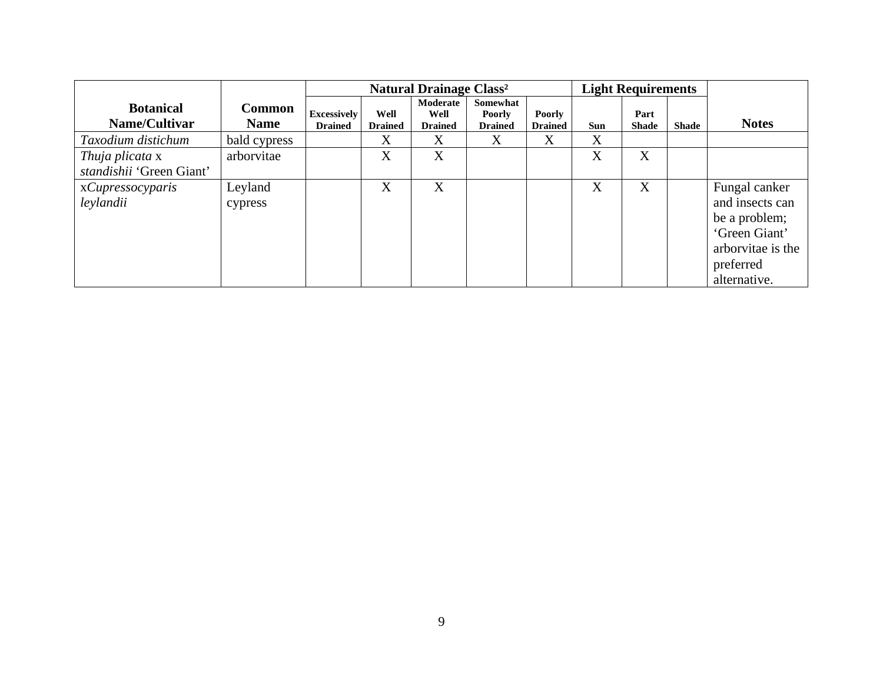| Botanical Name/Cultivar | Common Name | Natural Drainage Class[2] | | | | | Light Requirements | | | Notes |
|---|---|---|---|---|---|---|---|---|---|---|
| | | Excessively Drained | Well Drained | Moderate Well Drained | Somewhat Poorly Drained | Poorly Drained | Sun | Part Shade | Shade | |
| *Taxodium distichum* | bald cypress | | X | X | X | X | X | | | |
| *Thuja plicata* x *standishii* 'Green Giant' | arborvitae | | X | X | | | X | X | | |
| x*Cupressocyparis leylandii* | Leyland cypress | | X | X | | | X | X | | Fungal canker and insects can be a problem; 'Green Giant' arborvitae is the preferred alternative. |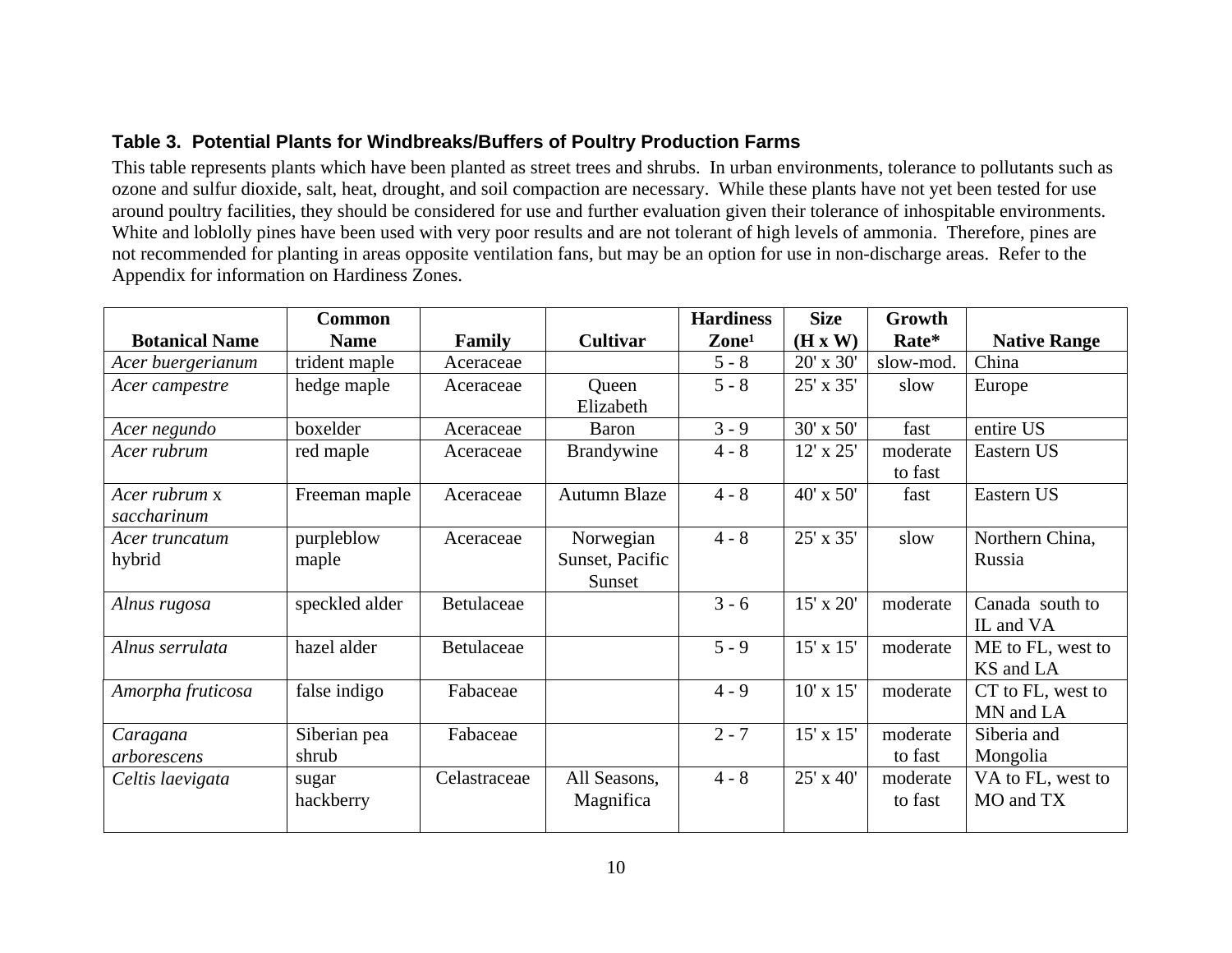### Table 3. Potential Plants for Windbreaks/Buffers of Poultry Production Farms

This table represents plants which have been planted as street trees and shrubs. In urban environments, tolerance to pollutants such as ozone and sulfur dioxide, salt, heat, drought, and soil compaction are necessary. While these plants have not yet been tested for use around poultry facilities, they should be considered for use and further evaluation given their tolerance of inhospitable environments. White and loblolly pines have been used with very poor results and are not tolerant of high levels of ammonia. Therefore, pines are not recommended for planting in areas opposite ventilation fans, but may be an option for use in non-discharge areas. Refer to the Appendix for information on Hardiness Zones.

| Botanical Name | Common Name | Family | Cultivar | Hardiness Zone[1] | Size (H x W) | Growth Rate* | Native Range |
|---|---|---|---|---|---|---|---|
| *Acer buergerianum* | trident maple | Aceraceae | | 5 - 8 | 20' x 30' | slow-mod. | China |
| *Acer campestre* | hedge maple | Aceraceae | Queen Elizabeth | 5 - 8 | 25' x 35' | slow | Europe |
| *Acer negundo* | boxelder | Aceraceae | Baron | 3 - 9 | 30' x 50' | fast | entire US |
| *Acer rubrum* | red maple | Aceraceae | Brandywine | 4 - 8 | 12' x 25' | moderate to fast | Eastern US |
| *Acer rubrum* x *saccharinum* | Freeman maple | Aceraceae | Autumn Blaze | 4 - 8 | 40' x 50' | fast | Eastern US |
| *Acer truncatum* hybrid | purpleblow maple | Aceraceae | Norwegian Sunset, Pacific Sunset | 4 - 8 | 25' x 35' | slow | Northern China, Russia |
| *Alnus rugosa* | speckled alder | Betulaceae | | 3 - 6 | 15' x 20' | moderate | Canada south to IL and VA |
| *Alnus serrulata* | hazel alder | Betulaceae | | 5 - 9 | 15' x 15' | moderate | ME to FL, west to KS and LA |
| *Amorpha fruticosa* | false indigo | Fabaceae | | 4 - 9 | 10' x 15' | moderate | CT to FL, west to MN and LA |
| *Caragana arborescens* | Siberian pea shrub | Fabaceae | | 2 - 7 | 15' x 15' | moderate to fast | Siberia and Mongolia |
| *Celtis laevigata* | sugar hackberry | Celastraceae | All Seasons, Magnifica | 4 - 8 | 25' x 40' | moderate to fast | VA to FL, west to MO and TX |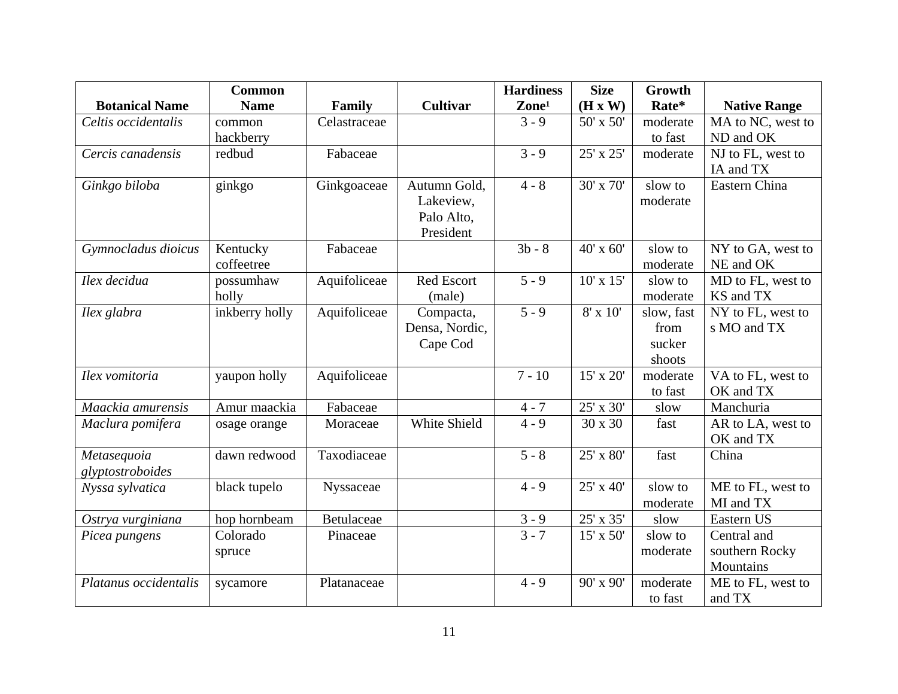| Botanical Name | Common Name | Family | Cultivar | Hardiness Zone[1] | Size (H x W) | Growth Rate* | Native Range |
|---|---|---|---|---|---|---|---|
| *Celtis occidentalis* | common hackberry | Celastraceae | | 3 - 9 | 50' x 50' | moderate to fast | MA to NC, west to ND and OK |
| *Cercis canadensis* | redbud | Fabaceae | | 3 - 9 | 25' x 25' | moderate | NJ to FL, west to IA and TX |
| *Ginkgo biloba* | ginkgo | Ginkgoaceae | Autumn Gold, Lakeview, Palo Alto, President | 4 - 8 | 30' x 70' | slow to moderate | Eastern China |
| *Gymnocladus dioicus* | Kentucky coffeetree | Fabaceae | | 3b - 8 | 40' x 60' | slow to moderate | NY to GA, west to NE and OK |
| *Ilex decidua* | possumhaw holly | Aquifoliceae | Red Escort (male) | 5 - 9 | 10' x 15' | slow to moderate | MD to FL, west to KS and TX |
| *Ilex glabra* | inkberry holly | Aquifoliceae | Compacta, Densa, Nordic, Cape Cod | 5 - 9 | 8' x 10' | slow, fast from sucker shoots | NY to FL, west to s MO and TX |
| *Ilex vomitoria* | yaupon holly | Aquifoliceae | | 7 - 10 | 15' x 20' | moderate to fast | VA to FL, west to OK and TX |
| *Maackia amurensis* | Amur maackia | Fabaceae | | 4 - 7 | 25' x 30' | slow | Manchuria |
| *Maclura pomifera* | osage orange | Moraceae | White Shield | 4 - 9 | 30 x 30 | fast | AR to LA, west to OK and TX |
| *Metasequoia glyptostroboides* | dawn redwood | Taxodiaceae | | 5 - 8 | 25' x 80' | fast | China |
| *Nyssa sylvatica* | black tupelo | Nyssaceae | | 4 - 9 | 25' x 40' | slow to moderate | ME to FL, west to MI and TX |
| *Ostrya vurginiana* | hop hornbeam | Betulaceae | | 3 - 9 | 25' x 35' | slow | Eastern US |
| *Picea pungens* | Colorado spruce | Pinaceae | | 3 - 7 | 15' x 50' | slow to moderate | Central and southern Rocky Mountains |
| *Platanus occidentalis* | sycamore | Platanaceae | | 4 - 9 | 90' x 90' | moderate to fast | ME to FL, west to and TX |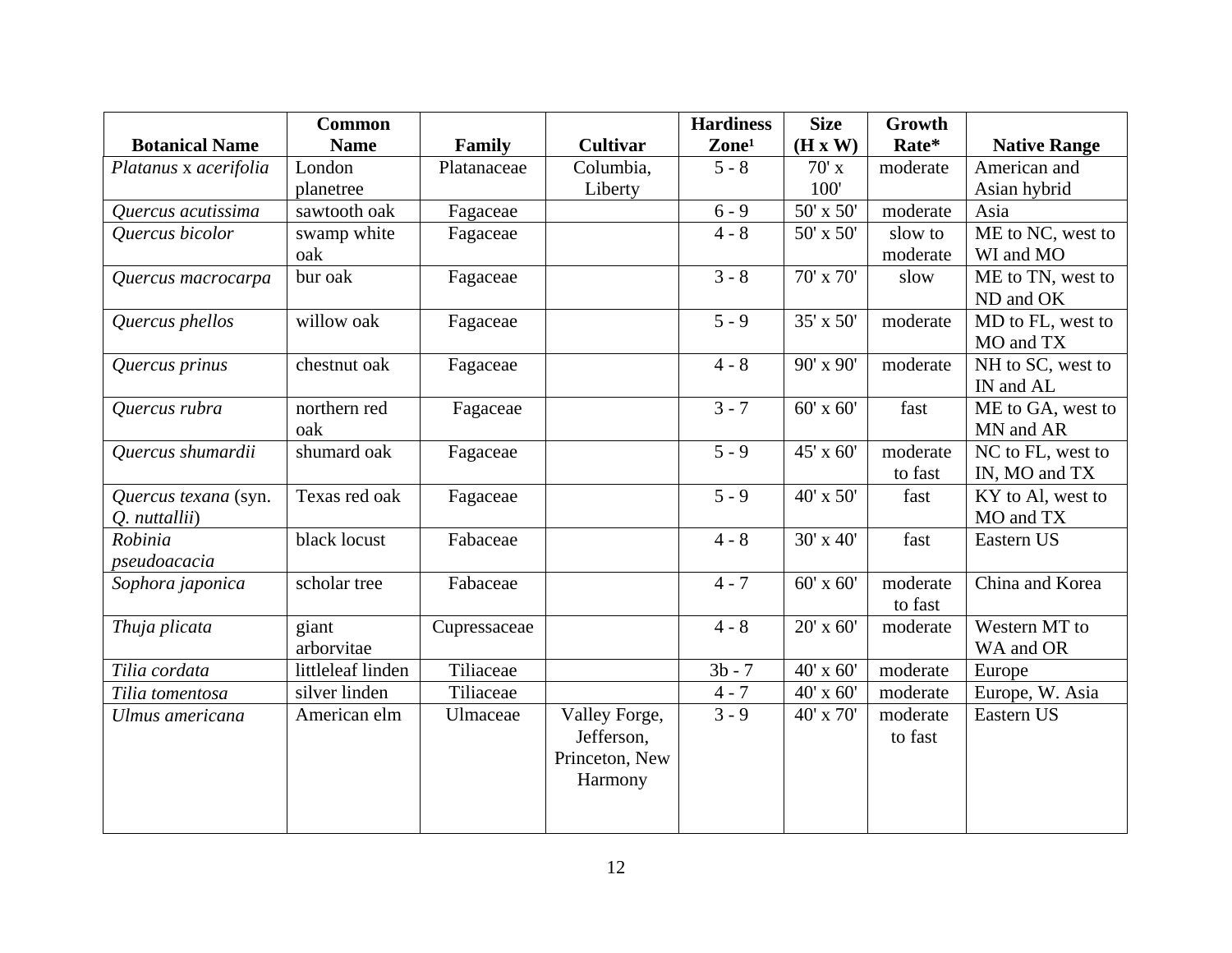| Botanical Name | Common Name | Family | Cultivar | Hardiness Zone[1] | Size (H x W) | Growth Rate* | Native Range |
|---|---|---|---|---|---|---|---|
| *Platanus* x *acerifolia* | London planetree | Platanaceae | Columbia, Liberty | 5 - 8 | 70' x 100' | moderate | American and Asian hybrid |
| *Quercus acutissima* | sawtooth oak | Fagaceae | | 6 - 9 | 50' x 50' | moderate | Asia |
| *Quercus bicolor* | swamp white oak | Fagaceae | | 4 - 8 | 50' x 50' | slow to moderate | ME to NC, west to WI and MO |
| *Quercus macrocarpa* | bur oak | Fagaceae | | 3 - 8 | 70' x 70' | slow | ME to TN, west to ND and OK |
| *Quercus phellos* | willow oak | Fagaceae | | 5 - 9 | 35' x 50' | moderate | MD to FL, west to MO and TX |
| *Quercus prinus* | chestnut oak | Fagaceae | | 4 - 8 | 90' x 90' | moderate | NH to SC, west to IN and AL |
| *Quercus rubra* | northern red oak | Fagaceae | | 3 - 7 | 60' x 60' | fast | ME to GA, west to MN and AR |
| *Quercus shumardii* | shumard oak | Fagaceae | | 5 - 9 | 45' x 60' | moderate to fast | NC to FL, west to IN, MO and TX |
| *Quercus texana* (syn. *Q. nuttallii*) | Texas red oak | Fagaceae | | 5 - 9 | 40' x 50' | fast | KY to Al, west to MO and TX |
| *Robinia pseudoacacia* | black locust | Fabaceae | | 4 - 8 | 30' x 40' | fast | Eastern US |
| *Sophora japonica* | scholar tree | Fabaceae | | 4 - 7 | 60' x 60' | moderate to fast | China and Korea |
| *Thuja plicata* | giant arborvitae | Cupressaceae | | 4 - 8 | 20' x 60' | moderate | Western MT to WA and OR |
| *Tilia cordata* | littleleaf linden | Tiliaceae | | 3b - 7 | 40' x 60' | moderate | Europe |
| *Tilia tomentosa* | silver linden | Tiliaceae | | 4 - 7 | 40' x 60' | moderate | Europe, W. Asia |
| *Ulmus americana* | American elm | Ulmaceae | Valley Forge, Jefferson, Princeton, New Harmony | 3 - 9 | 40' x 70' | moderate to fast | Eastern US |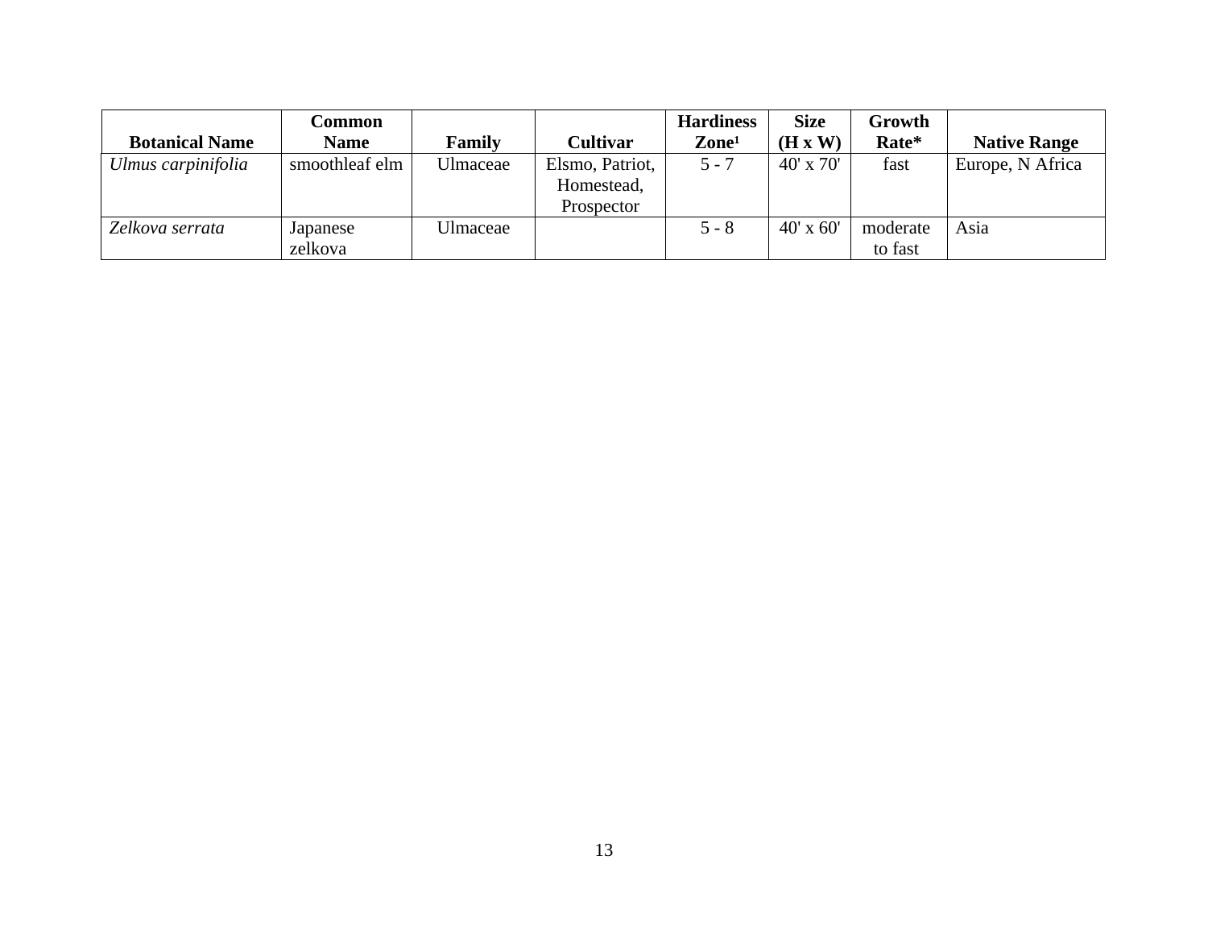| Botanical Name | Common Name | Family | Cultivar | Hardiness Zone[1] | Size (H x W) | Growth Rate* | Native Range |
|---|---|---|---|---|---|---|---|
| *Ulmus carpinifolia* | smoothleaf elm | Ulmaceae | Elsmo, Patriot, Homestead, Prospector | 5 - 7 | 40' x 70' | fast | Europe, N Africa |
| *Zelkova serrata* | Japanese zelkova | Ulmaceae | | 5 - 8 | 40' x 60' | moderate to fast | Asia |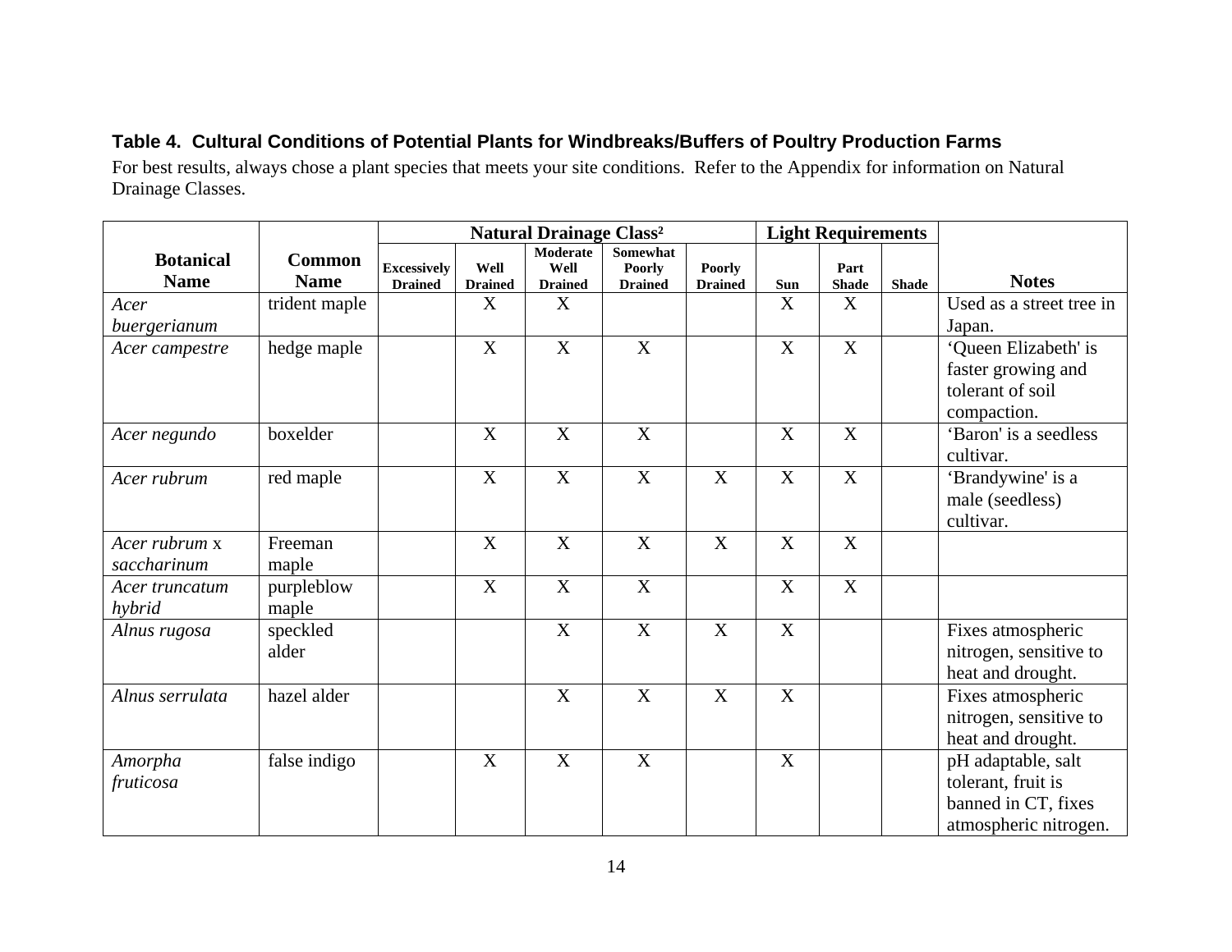**Table 4. Cultural Conditions of Potential Plants for Windbreaks/Buffers of Poultry Production Farms**

For best results, always chose a plant species that meets your site conditions. Refer to the Appendix for information on Natural Drainage Classes.

| Botanical Name | Common Name | Natural Drainage Class² | | | | | Light Requirements | | | Notes |
|---|---|---|---|---|---|---|---|---|---|---|
| | | Excessively Drained | Well Drained | Moderate Well Drained | Somewhat Poorly Drained | Poorly Drained | Sun | Part Shade | Shade | |
| *Acer buergerianum* | trident maple | | X | X | | | X | X | | Used as a street tree in Japan. |
| *Acer campestre* | hedge maple | | X | X | X | | X | X | | 'Queen Elizabeth' is faster growing and tolerant of soil compaction. |
| *Acer negundo* | boxelder | | X | X | X | | X | X | | 'Baron' is a seedless cultivar. |
| *Acer rubrum* | red maple | | X | X | X | X | X | X | | 'Brandywine' is a male (seedless) cultivar. |
| *Acer rubrum* x *saccharinum* | Freeman maple | | X | X | X | X | X | X | | |
| *Acer truncatum hybrid* | purpleblow maple | | X | X | X | | X | X | | |
| *Alnus rugosa* | speckled alder | | | X | X | X | X | | | Fixes atmospheric nitrogen, sensitive to heat and drought. |
| *Alnus serrulata* | hazel alder | | | X | X | X | X | | | Fixes atmospheric nitrogen, sensitive to heat and drought. |
| *Amorpha fruticosa* | false indigo | | X | X | X | | X | | | pH adaptable, salt tolerant, fruit is banned in CT, fixes atmospheric nitrogen. |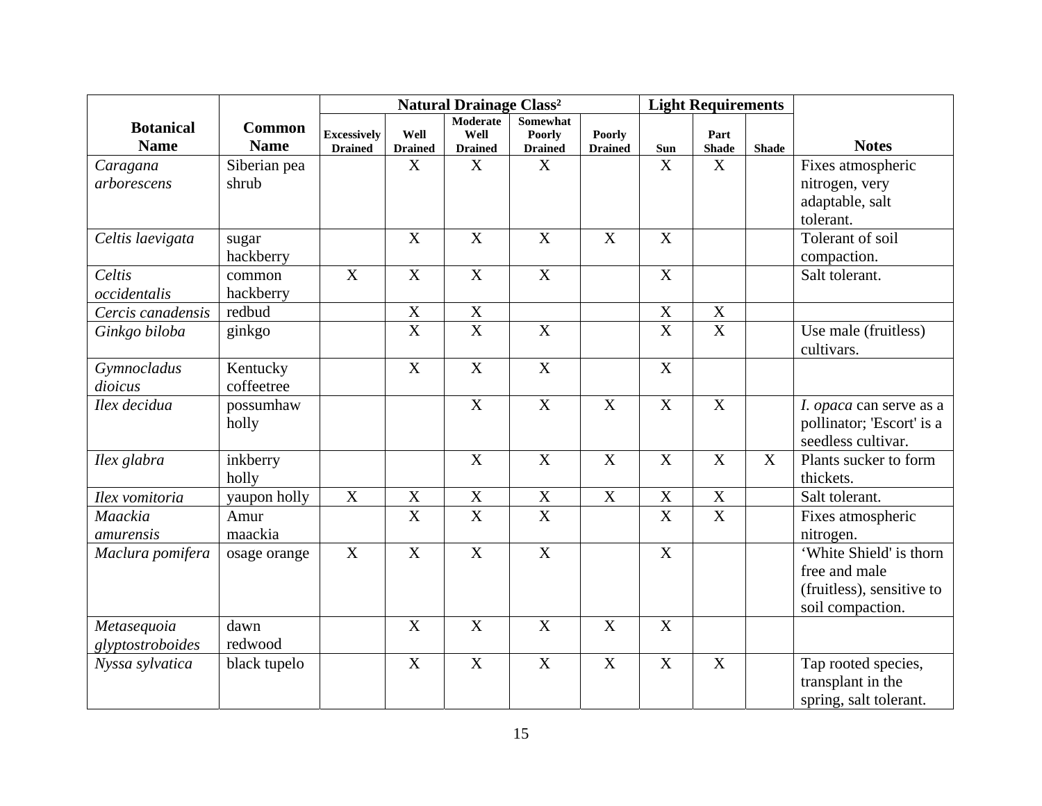| Botanical Name | Common Name | Natural Drainage Class[2] | | | | | Light Requirements | | | Notes |
|---|---|---|---|---|---|---|---|---|---|---|
| | | Excessively Drained | Well Drained | Moderate Well Drained | Somewhat Poorly Drained | Poorly Drained | Sun | Part Shade | Shade | |
| *Caragana arborescens* | Siberian pea shrub | | X | X | X | | X | X | | Fixes atmospheric nitrogen, very adaptable, salt tolerant. |
| *Celtis laevigata* | sugar hackberry | | X | X | X | X | X | | | Tolerant of soil compaction. |
| *Celtis occidentalis* | common hackberry | X | X | X | X | | X | | | Salt tolerant. |
| *Cercis canadensis* | redbud | | X | X | | | X | X | | |
| *Ginkgo biloba* | ginkgo | | X | X | X | | X | X | | Use male (fruitless) cultivars. |
| *Gymnocladus dioicus* | Kentucky coffeetree | | X | X | X | | X | | | |
| *Ilex decidua* | possumhaw holly | | | X | X | X | X | X | | *I. opaca* can serve as a pollinator; 'Escort' is a seedless cultivar. |
| *Ilex glabra* | inkberry holly | | | X | X | X | X | X | X | Plants sucker to form thickets. |
| *Ilex vomitoria* | yaupon holly | X | X | X | X | X | X | X | | Salt tolerant. |
| *Maackia amurensis* | Amur maackia | | X | X | X | | X | X | | Fixes atmospheric nitrogen. |
| *Maclura pomifera* | osage orange | X | X | X | X | | X | | | 'White Shield' is thorn free and male (fruitless), sensitive to soil compaction. |
| *Metasequoia glyptostroboides* | dawn redwood | | X | X | X | X | X | | | |
| *Nyssa sylvatica* | black tupelo | | X | X | X | X | X | X | | Tap rooted species, transplant in the spring, salt tolerant. |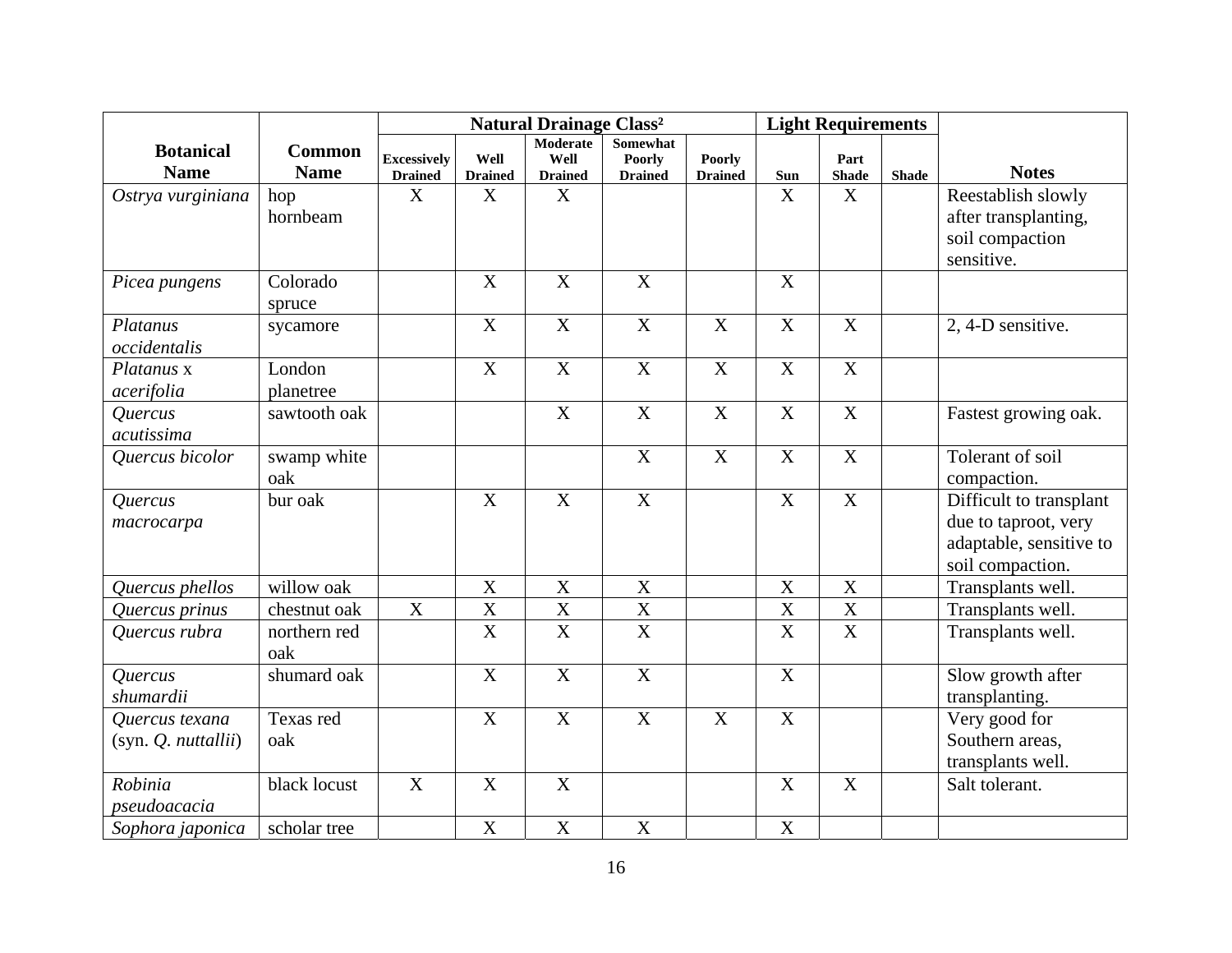| Botanical Name | Common Name | Natural Drainage Class[2] | | | | | Light Requirements | | | Notes |
|---|---|---|---|---|---|---|---|---|---|---|
| | | Excessively Drained | Well Drained | Moderate Well Drained | Somewhat Poorly Drained | Poorly Drained | Sun | Part Shade | Shade | |
| *Ostrya vurginiana* | hop hornbeam | X | X | X | | | X | X | | Reestablish slowly after transplanting, soil compaction sensitive. |
| *Picea pungens* | Colorado spruce | | X | X | X | | X | | | |
| *Platanus occidentalis* | sycamore | | X | X | X | X | X | X | | 2, 4-D sensitive. |
| *Platanus* x *acerifolia* | London planetree | | X | X | X | X | X | X | | |
| *Quercus acutissima* | sawtooth oak | | | X | X | X | X | X | | Fastest growing oak. |
| *Quercus bicolor* | swamp white oak | | | | X | X | X | X | | Tolerant of soil compaction. |
| *Quercus macrocarpa* | bur oak | | X | X | X | | X | X | | Difficult to transplant due to taproot, very adaptable, sensitive to soil compaction. |
| *Quercus phellos* | willow oak | | X | X | X | | X | X | | Transplants well. |
| *Quercus prinus* | chestnut oak | X | X | X | X | | X | X | | Transplants well. |
| *Quercus rubra* | northern red oak | | X | X | X | | X | X | | Transplants well. |
| *Quercus shumardii* | shumard oak | | X | X | X | | X | | | Slow growth after transplanting. |
| *Quercus texana* (syn. *Q. nuttallii*) | Texas red oak | | X | X | X | X | X | | | Very good for Southern areas, transplants well. |
| *Robinia pseudoacacia* | black locust | X | X | X | | | X | X | | Salt tolerant. |
| *Sophora japonica* | scholar tree | | X | X | X | | X | | | |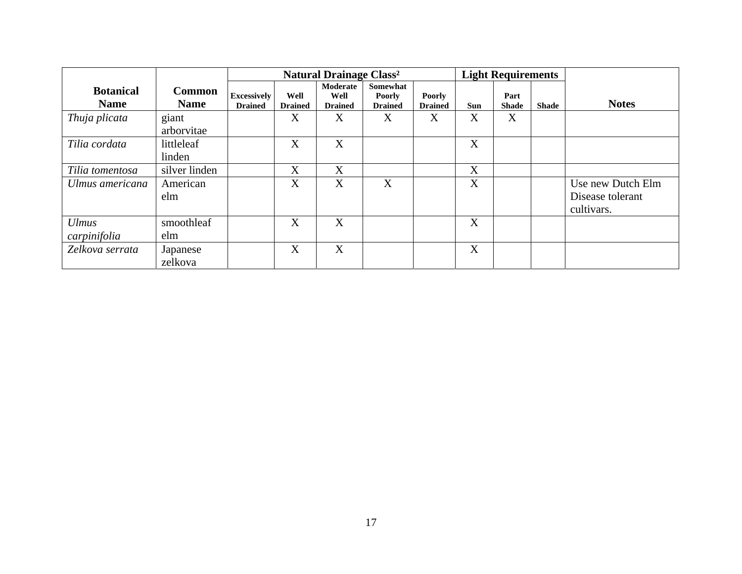| Botanical Name | Common Name | Natural Drainage Class[2] | | | | | Light Requirements | | | Notes |
|---|---|---|---|---|---|---|---|---|---|---|
| | | Excessively Drained | Well Drained | Moderate Well Drained | Somewhat Poorly Drained | Poorly Drained | Sun | Part Shade | Shade | |
| *Thuja plicata* | giant arborvitae | | X | X | X | X | X | X | | |
| *Tilia cordata* | littleleaf linden | | X | X | | | X | | | |
| *Tilia tomentosa* | silver linden | | X | X | | | X | | | |
| *Ulmus americana* | American elm | | X | X | X | | X | | | Use new Dutch Elm Disease tolerant cultivars. |
| *Ulmus carpinifolia* | smoothleaf elm | | X | X | | | X | | | |
| *Zelkova serrata* | Japanese zelkova | | X | X | | | X | | | |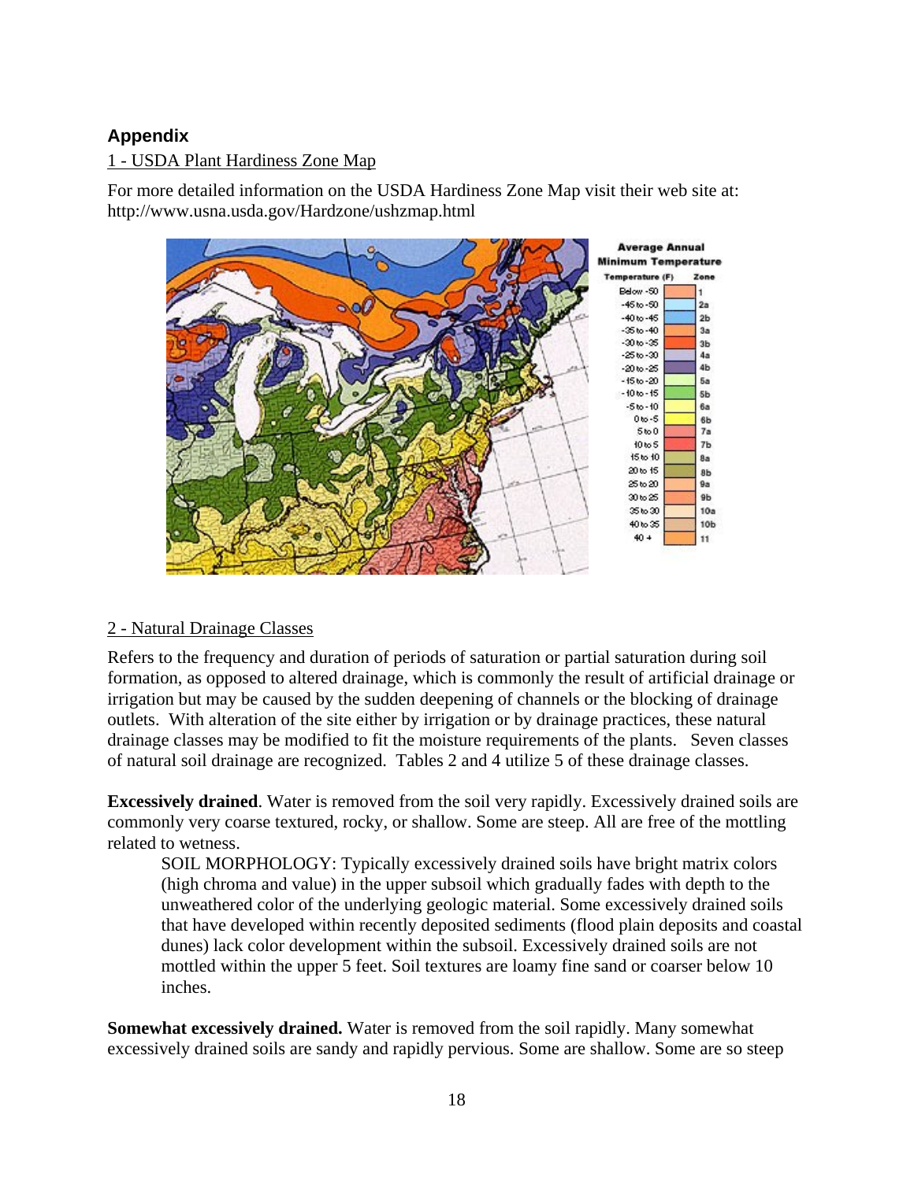## Appendix

1 - USDA Plant Hardiness Zone Map

For more detailed information on the USDA Hardiness Zone Map visit their web site at: http://www.usna.usda.gov/Hardzone/ushzmap.html

2 - Natural Drainage Classes

Refers to the frequency and duration of periods of saturation or partial saturation during soil formation, as opposed to altered drainage, which is commonly the result of artificial drainage or irrigation but may be caused by the sudden deepening of channels or the blocking of drainage outlets. With alteration of the site either by irrigation or by drainage practices, these natural drainage classes may be modified to fit the moisture requirements of the plants. Seven classes of natural soil drainage are recognized. Tables 2 and 4 utilize 5 of these drainage classes.

**Excessively drained**. Water is removed from the soil very rapidly. Excessively drained soils are commonly very coarse textured, rocky, or shallow. Some are steep. All are free of the mottling related to wetness.

> SOIL MORPHOLOGY: Typically excessively drained soils have bright matrix colors (high chroma and value) in the upper subsoil which gradually fades with depth to the unweathered color of the underlying geologic material. Some excessively drained soils that have developed within recently deposited sediments (flood plain deposits and coastal dunes) lack color development within the subsoil. Excessively drained soils are not mottled within the upper 5 feet. Soil textures are loamy fine sand or coarser below 10 inches.

**Somewhat excessively drained.** Water is removed from the soil rapidly. Many somewhat excessively drained soils are sandy and rapidly pervious. Some are shallow. Some are so steep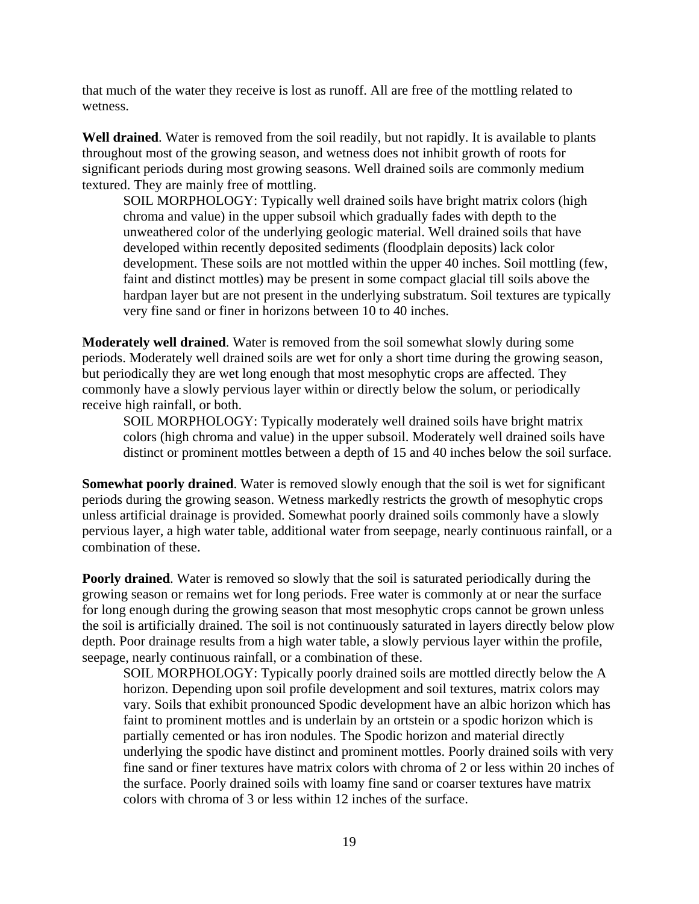that much of the water they receive is lost as runoff. All are free of the mottling related to wetness.

**Well drained**. Water is removed from the soil readily, but not rapidly. It is available to plants throughout most of the growing season, and wetness does not inhibit growth of roots for significant periods during most growing seasons. Well drained soils are commonly medium textured. They are mainly free of mottling.

> SOIL MORPHOLOGY: Typically well drained soils have bright matrix colors (high chroma and value) in the upper subsoil which gradually fades with depth to the unweathered color of the underlying geologic material. Well drained soils that have developed within recently deposited sediments (floodplain deposits) lack color development. These soils are not mottled within the upper 40 inches. Soil mottling (few, faint and distinct mottles) may be present in some compact glacial till soils above the hardpan layer but are not present in the underlying substratum. Soil textures are typically very fine sand or finer in horizons between 10 to 40 inches.

**Moderately well drained**. Water is removed from the soil somewhat slowly during some periods. Moderately well drained soils are wet for only a short time during the growing season, but periodically they are wet long enough that most mesophytic crops are affected. They commonly have a slowly pervious layer within or directly below the solum, or periodically receive high rainfall, or both.

> SOIL MORPHOLOGY: Typically moderately well drained soils have bright matrix colors (high chroma and value) in the upper subsoil. Moderately well drained soils have distinct or prominent mottles between a depth of 15 and 40 inches below the soil surface.

**Somewhat poorly drained**. Water is removed slowly enough that the soil is wet for significant periods during the growing season. Wetness markedly restricts the growth of mesophytic crops unless artificial drainage is provided. Somewhat poorly drained soils commonly have a slowly pervious layer, a high water table, additional water from seepage, nearly continuous rainfall, or a combination of these.

**Poorly drained**. Water is removed so slowly that the soil is saturated periodically during the growing season or remains wet for long periods. Free water is commonly at or near the surface for long enough during the growing season that most mesophytic crops cannot be grown unless the soil is artificially drained. The soil is not continuously saturated in layers directly below plow depth. Poor drainage results from a high water table, a slowly pervious layer within the profile, seepage, nearly continuous rainfall, or a combination of these.

> SOIL MORPHOLOGY: Typically poorly drained soils are mottled directly below the A horizon. Depending upon soil profile development and soil textures, matrix colors may vary. Soils that exhibit pronounced Spodic development have an albic horizon which has faint to prominent mottles and is underlain by an ortstein or a spodic horizon which is partially cemented or has iron nodules. The Spodic horizon and material directly underlying the spodic have distinct and prominent mottles. Poorly drained soils with very fine sand or finer textures have matrix colors with chroma of 2 or less within 20 inches of the surface. Poorly drained soils with loamy fine sand or coarser textures have matrix colors with chroma of 3 or less within 12 inches of the surface.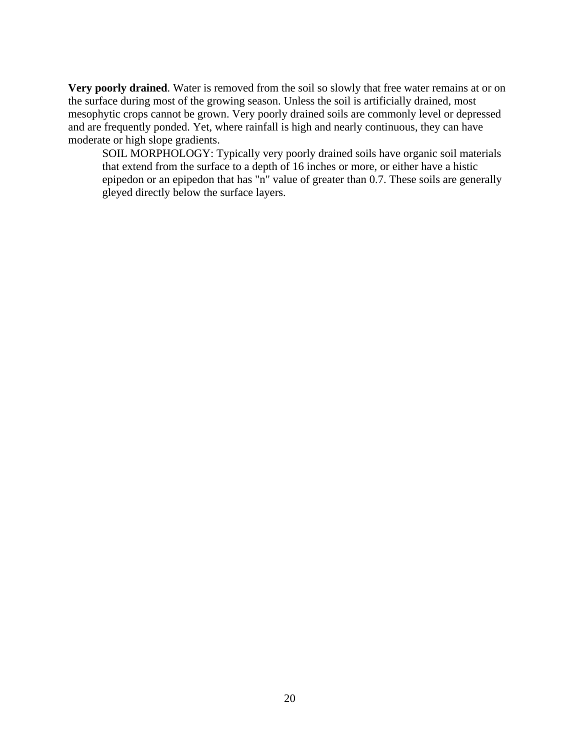**Very poorly drained**. Water is removed from the soil so slowly that free water remains at or on the surface during most of the growing season. Unless the soil is artificially drained, most mesophytic crops cannot be grown. Very poorly drained soils are commonly level or depressed and are frequently ponded. Yet, where rainfall is high and nearly continuous, they can have moderate or high slope gradients.

> SOIL MORPHOLOGY: Typically very poorly drained soils have organic soil materials that extend from the surface to a depth of 16 inches or more, or either have a histic epipedon or an epipedon that has "n" value of greater than 0.7. These soils are generally gleyed directly below the surface layers.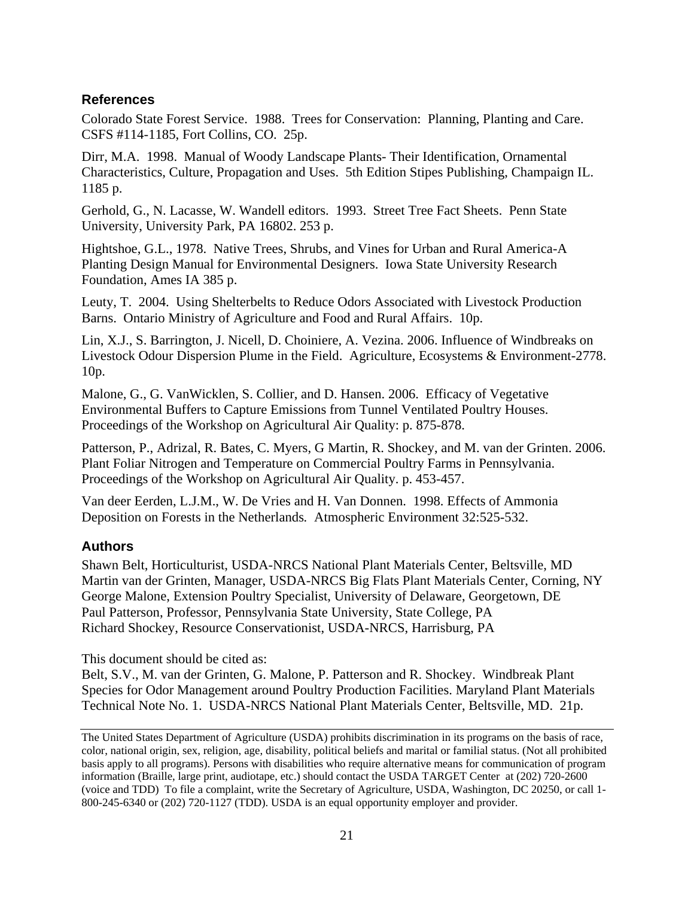## References

Colorado State Forest Service. 1988. Trees for Conservation: Planning, Planting and Care. CSFS #114-1185, Fort Collins, CO. 25p.

Dirr, M.A. 1998. Manual of Woody Landscape Plants- Their Identification, Ornamental Characteristics, Culture, Propagation and Uses. 5th Edition Stipes Publishing, Champaign IL. 1185 p.

Gerhold, G., N. Lacasse, W. Wandell editors. 1993. Street Tree Fact Sheets. Penn State University, University Park, PA 16802. 253 p.

Hightshoe, G.L., 1978. Native Trees, Shrubs, and Vines for Urban and Rural America-A Planting Design Manual for Environmental Designers. Iowa State University Research Foundation, Ames IA 385 p.

Leuty, T. 2004. Using Shelterbelts to Reduce Odors Associated with Livestock Production Barns. Ontario Ministry of Agriculture and Food and Rural Affairs. 10p.

Lin, X.J., S. Barrington, J. Nicell, D. Choiniere, A. Vezina. 2006. Influence of Windbreaks on Livestock Odour Dispersion Plume in the Field. Agriculture, Ecosystems & Environment-2778. 10p.

Malone, G., G. VanWicklen, S. Collier, and D. Hansen. 2006. Efficacy of Vegetative Environmental Buffers to Capture Emissions from Tunnel Ventilated Poultry Houses. Proceedings of the Workshop on Agricultural Air Quality: p. 875-878.

Patterson, P., Adrizal, R. Bates, C. Myers, G Martin, R. Shockey, and M. van der Grinten. 2006. Plant Foliar Nitrogen and Temperature on Commercial Poultry Farms in Pennsylvania. Proceedings of the Workshop on Agricultural Air Quality. p. 453-457.

Van deer Eerden, L.J.M., W. De Vries and H. Van Donnen. 1998. Effects of Ammonia Deposition on Forests in the Netherlands. Atmospheric Environment 32:525-532.

## Authors

Shawn Belt, Horticulturist, USDA-NRCS National Plant Materials Center, Beltsville, MD
Martin van der Grinten, Manager, USDA-NRCS Big Flats Plant Materials Center, Corning, NY
George Malone, Extension Poultry Specialist, University of Delaware, Georgetown, DE
Paul Patterson, Professor, Pennsylvania State University, State College, PA
Richard Shockey, Resource Conservationist, USDA-NRCS, Harrisburg, PA

This document should be cited as:
Belt, S.V., M. van der Grinten, G. Malone, P. Patterson and R. Shockey. Windbreak Plant Species for Odor Management around Poultry Production Facilities. Maryland Plant Materials Technical Note No. 1. USDA-NRCS National Plant Materials Center, Beltsville, MD. 21p.

---

The United States Department of Agriculture (USDA) prohibits discrimination in its programs on the basis of race, color, national origin, sex, religion, age, disability, political beliefs and marital or familial status. (Not all prohibited basis apply to all programs). Persons with disabilities who require alternative means for communication of program information (Braille, large print, audiotape, etc.) should contact the USDA TARGET Center at (202) 720-2600 (voice and TDD) To file a complaint, write the Secretary of Agriculture, USDA, Washington, DC 20250, or call 1-800-245-6340 or (202) 720-1127 (TDD). USDA is an equal opportunity employer and provider.